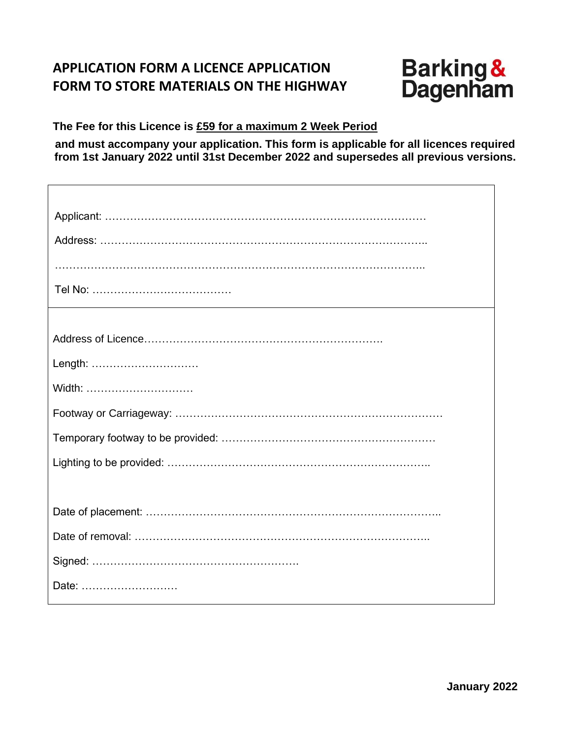# APPLICATION FORM A LICENCE APPLICATION FORM TO STORE MATERIALS ON THE HIGHWAY

Barking & Dagenham

**The Fee for this Licence is <u>£59 for a maximum 2 Week Period</u>**

**and must accompany your application. This form is applicable for all licences required from 1st January 2022 until 31st December 2022 and supersedes all previous versions.**

Applicant: ……………………………………………………………………………

Address: ……………………………………………………………………………..

……………………………………………………………………………………………..

Tel No: …………………………………

---

Address of Licence………………………………………………………….

Length: …………………………

Width: …………………………

Footway or Carriageway: ……………………………………………………………………

Temporary footway to be provided: ……………………………………………………

Lighting to be provided: ………………………………………………………………..

Date of placement: ………………………….……………………………….…………………..

Date of removal: ……………………………….………………………….……………..

Signed: ………………………………………………….

Date: ………………………

**January 2022**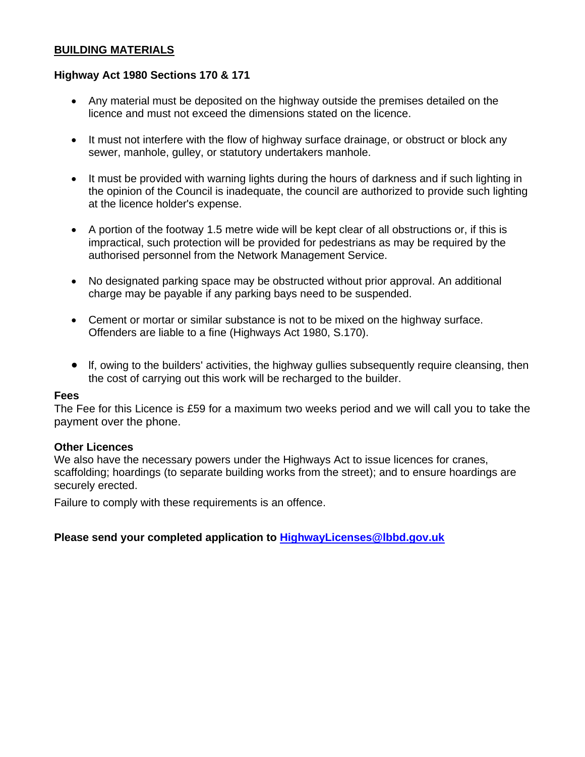## BUILDING MATERIALS

### Highway Act 1980 Sections 170 & 171

- Any material must be deposited on the highway outside the premises detailed on the licence and must not exceed the dimensions stated on the licence.
- It must not interfere with the flow of highway surface drainage, or obstruct or block any sewer, manhole, gulley, or statutory undertakers manhole.
- It must be provided with warning lights during the hours of darkness and if such lighting in the opinion of the Council is inadequate, the council are authorized to provide such lighting at the licence holder's expense.
- A portion of the footway 1.5 metre wide will be kept clear of all obstructions or, if this is impractical, such protection will be provided for pedestrians as may be required by the authorised personnel from the Network Management Service.
- No designated parking space may be obstructed without prior approval. An additional charge may be payable if any parking bays need to be suspended.
- Cement or mortar or similar substance is not to be mixed on the highway surface. Offenders are liable to a fine (Highways Act 1980, S.170).
- If, owing to the builders' activities, the highway gullies subsequently require cleansing, then the cost of carrying out this work will be recharged to the builder.

**Fees**

The Fee for this Licence is £59 for a maximum two weeks period and we will call you to take the payment over the phone.

**Other Licences**

We also have the necessary powers under the Highways Act to issue licences for cranes, scaffolding; hoardings (to separate building works from the street); and to ensure hoardings are securely erected.

Failure to comply with these requirements is an offence.

**Please send your completed application to [HighwayLicenses@lbbd.gov.uk](mailto:HighwayLicenses@lbbd.gov.uk)**